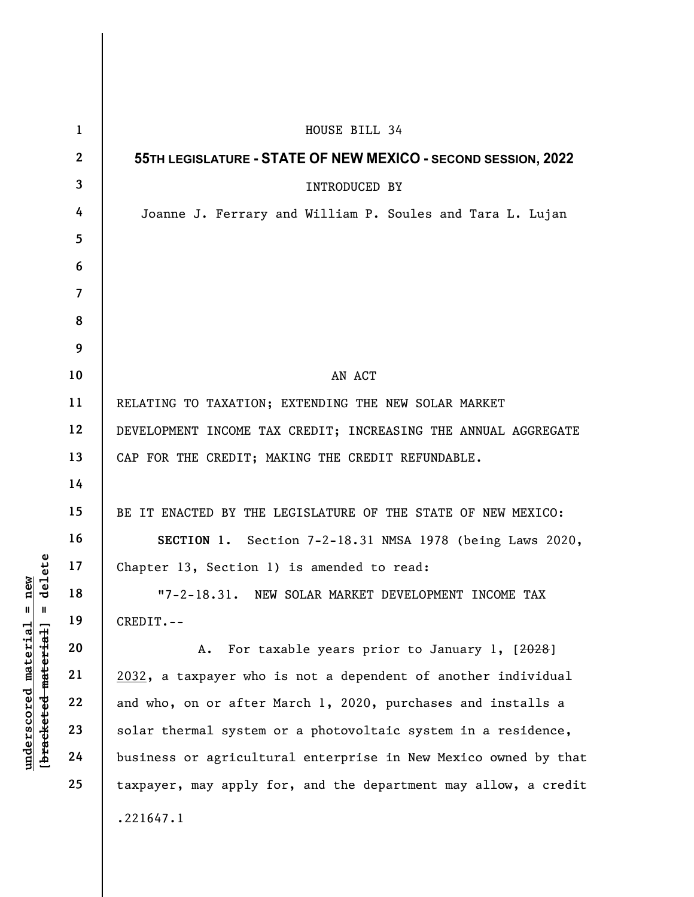HOUSE BILL 34

**55TH LEGISLATURE - STATE OF NEW MEXICO - SECOND SESSION, 2022**

INTRODUCED BY

Joanne J. Ferrary and William P. Soules and Tara L. Lujan

AN ACT

RELATING TO TAXATION; EXTENDING THE NEW SOLAR MARKET DEVELOPMENT INCOME TAX CREDIT; INCREASING THE ANNUAL AGGREGATE CAP FOR THE CREDIT; MAKING THE CREDIT REFUNDABLE.

BE IT ENACTED BY THE LEGISLATURE OF THE STATE OF NEW MEXICO:

**SECTION 1.** Section 7-2-18.31 NMSA 1978 (being Laws 2020, Chapter 13, Section 1) is amended to read:

"7-2-18.31. NEW SOLAR MARKET DEVELOPMENT INCOME TAX CREDIT.--

A. For taxable years prior to January 1, [~~2028~~] <u>2032</u>, a taxpayer who is not a dependent of another individual and who, on or after March 1, 2020, purchases and installs a solar thermal system or a photovoltaic system in a residence, business or agricultural enterprise in New Mexico owned by that taxpayer, may apply for, and the department may allow, a credit

.221647.1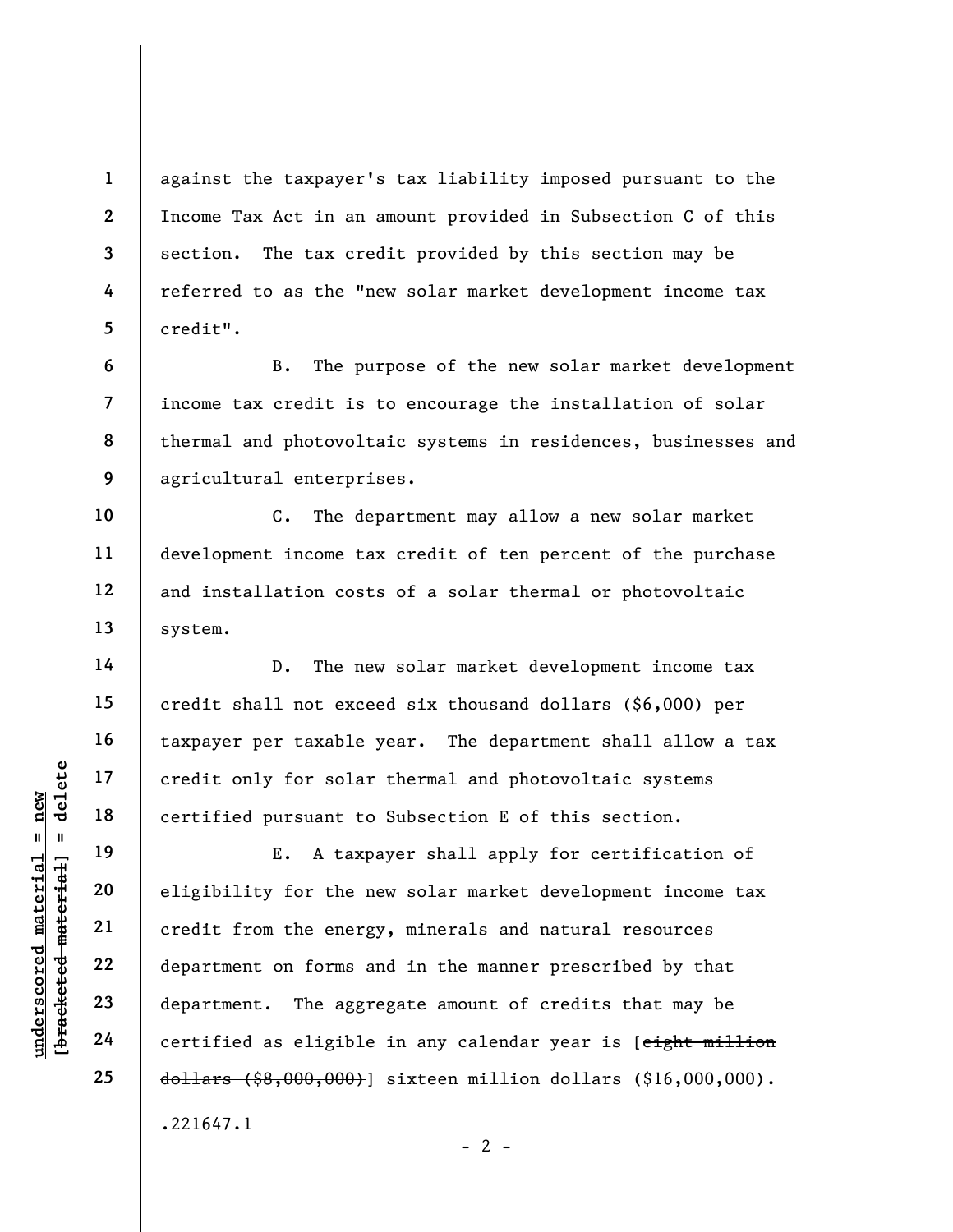against the taxpayer's tax liability imposed pursuant to the Income Tax Act in an amount provided in Subsection C of this section. The tax credit provided by this section may be referred to as the "new solar market development income tax credit".

B. The purpose of the new solar market development income tax credit is to encourage the installation of solar thermal and photovoltaic systems in residences, businesses and agricultural enterprises.

C. The department may allow a new solar market development income tax credit of ten percent of the purchase and installation costs of a solar thermal or photovoltaic system.

D. The new solar market development income tax credit shall not exceed six thousand dollars ($6,000) per taxpayer per taxable year. The department shall allow a tax credit only for solar thermal and photovoltaic systems certified pursuant to Subsection E of this section.

E. A taxpayer shall apply for certification of eligibility for the new solar market development income tax credit from the energy, minerals and natural resources department on forms and in the manner prescribed by that department. The aggregate amount of credits that may be certified as eligible in any calendar year is [~~eight million dollars ($8,000,000)~~] <u>sixteen million dollars ($16,000,000)</u>.

.221647.1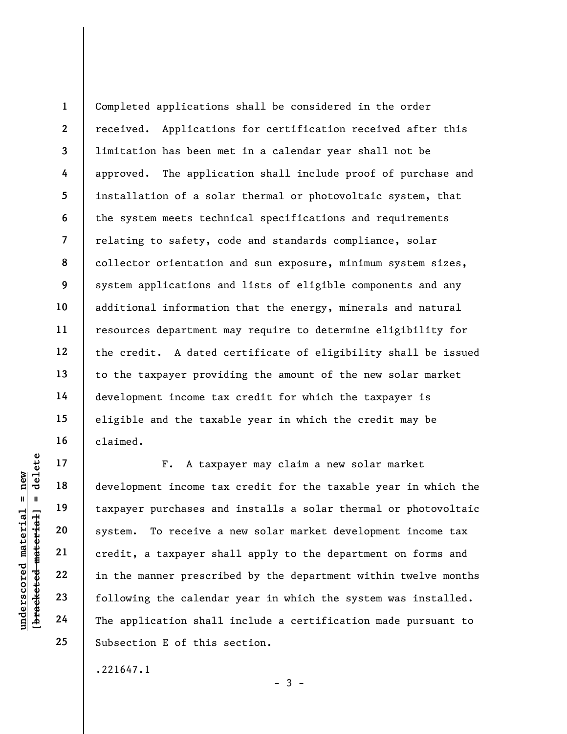Completed applications shall be considered in the order received. Applications for certification received after this limitation has been met in a calendar year shall not be approved. The application shall include proof of purchase and installation of a solar thermal or photovoltaic system, that the system meets technical specifications and requirements relating to safety, code and standards compliance, solar collector orientation and sun exposure, minimum system sizes, system applications and lists of eligible components and any additional information that the energy, minerals and natural resources department may require to determine eligibility for the credit. A dated certificate of eligibility shall be issued to the taxpayer providing the amount of the new solar market development income tax credit for which the taxpayer is eligible and the taxable year in which the credit may be claimed.

F. A taxpayer may claim a new solar market development income tax credit for the taxable year in which the taxpayer purchases and installs a solar thermal or photovoltaic system. To receive a new solar market development income tax credit, a taxpayer shall apply to the department on forms and in the manner prescribed by the department within twelve months following the calendar year in which the system was installed. The application shall include a certification made pursuant to Subsection E of this section.

.221647.1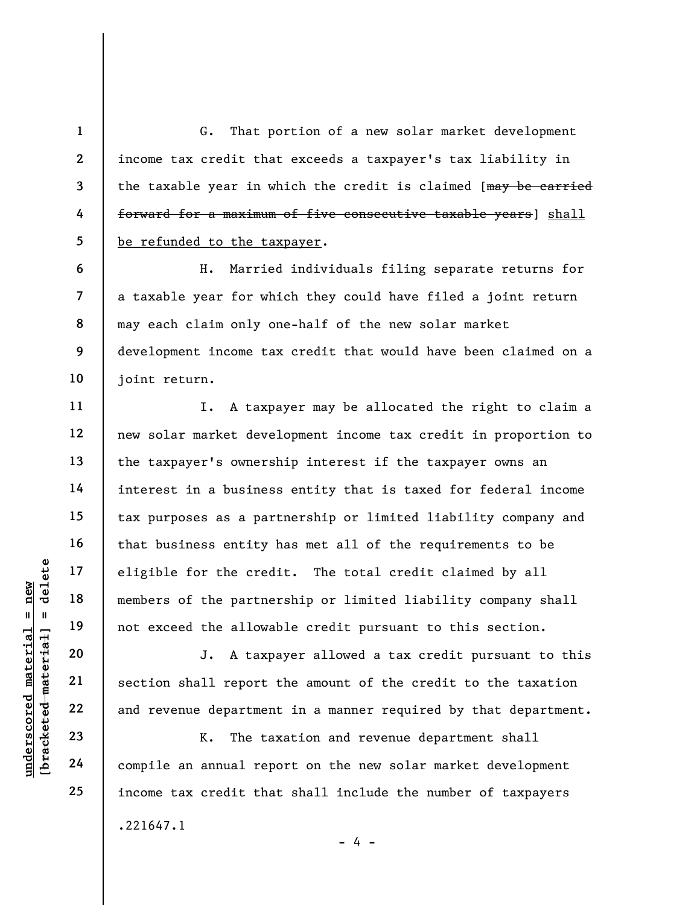G. That portion of a new solar market development income tax credit that exceeds a taxpayer's tax liability in the taxable year in which the credit is claimed [~~may be carried forward for a maximum of five consecutive taxable years~~] <u>shall be refunded to the taxpayer</u>.

H. Married individuals filing separate returns for a taxable year for which they could have filed a joint return may each claim only one-half of the new solar market development income tax credit that would have been claimed on a joint return.

I. A taxpayer may be allocated the right to claim a new solar market development income tax credit in proportion to the taxpayer's ownership interest if the taxpayer owns an interest in a business entity that is taxed for federal income tax purposes as a partnership or limited liability company and that business entity has met all of the requirements to be eligible for the credit. The total credit claimed by all members of the partnership or limited liability company shall not exceed the allowable credit pursuant to this section.

J. A taxpayer allowed a tax credit pursuant to this section shall report the amount of the credit to the taxation and revenue department in a manner required by that department.

K. The taxation and revenue department shall compile an annual report on the new solar market development income tax credit that shall include the number of taxpayers

.221647.1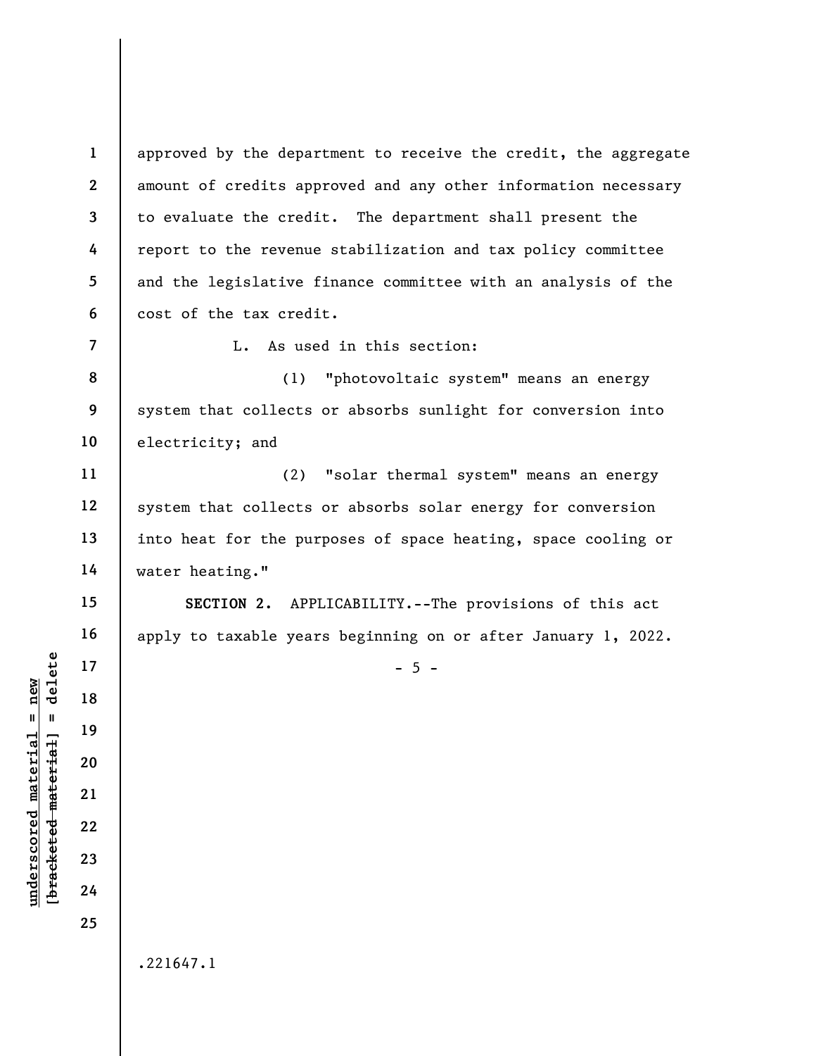approved by the department to receive the credit, the aggregate amount of credits approved and any other information necessary to evaluate the credit. The department shall present the report to the revenue stabilization and tax policy committee and the legislative finance committee with an analysis of the cost of the tax credit.

L. As used in this section:

(1) "photovoltaic system" means an energy system that collects or absorbs sunlight for conversion into electricity; and

(2) "solar thermal system" means an energy system that collects or absorbs solar energy for conversion into heat for the purposes of space heating, space cooling or water heating."

**SECTION 2.** APPLICABILITY.--The provisions of this act apply to taxable years beginning on or after January 1, 2022.

.221647.1